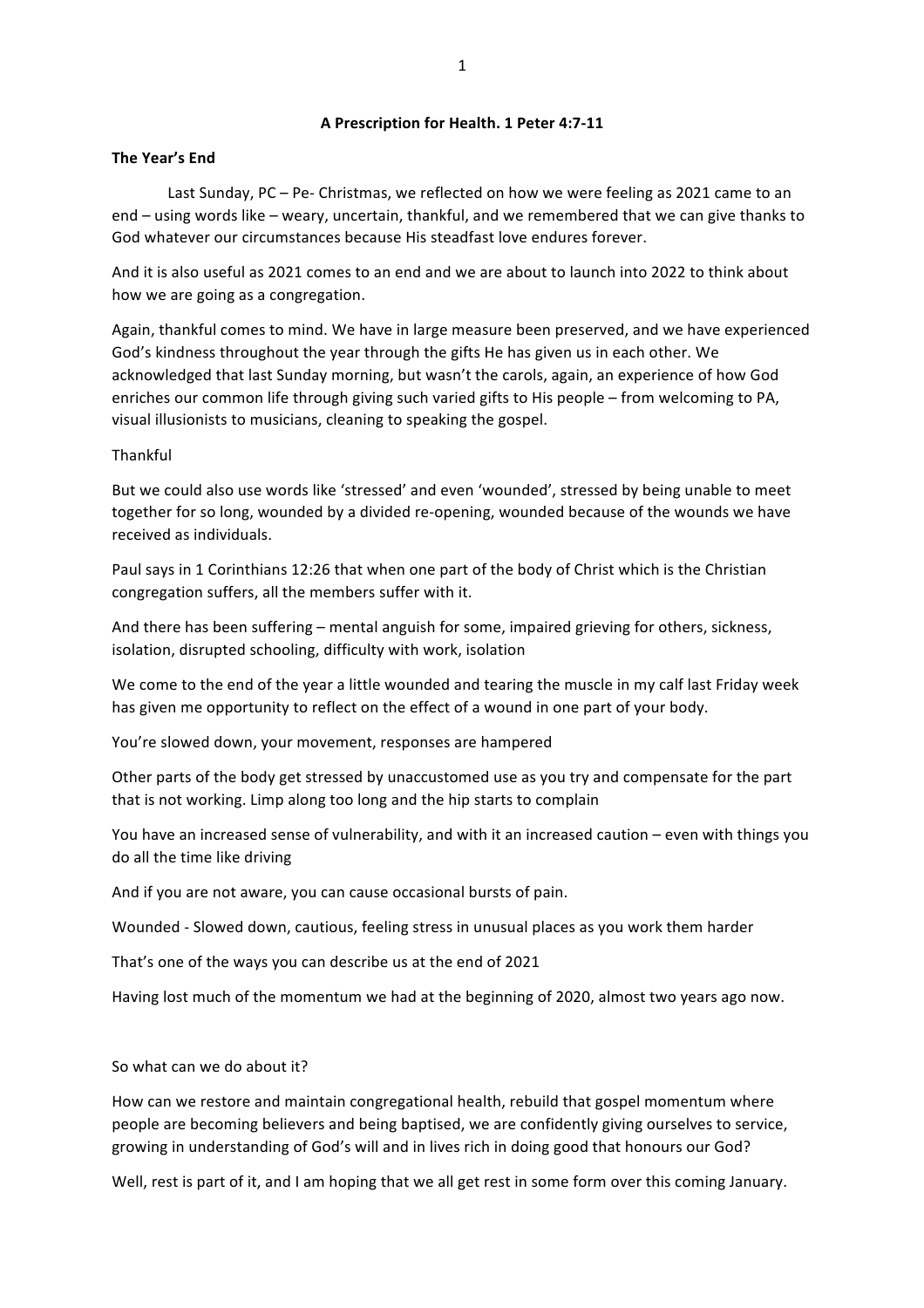**A Prescription for Health. 1 Peter 4:7-11**

**The Year's End**

Last Sunday, PC – Pe- Christmas, we reflected on how we were feeling as 2021 came to an end – using words like – weary, uncertain, thankful, and we remembered that we can give thanks to God whatever our circumstances because His steadfast love endures forever.

And it is also useful as 2021 comes to an end and we are about to launch into 2022 to think about how we are going as a congregation.

Again, thankful comes to mind. We have in large measure been preserved, and we have experienced God's kindness throughout the year through the gifts He has given us in each other. We acknowledged that last Sunday morning, but wasn't the carols, again, an experience of how God enriches our common life through giving such varied gifts to His people – from welcoming to PA, visual illusionists to musicians, cleaning to speaking the gospel.

Thankful

But we could also use words like 'stressed' and even 'wounded', stressed by being unable to meet together for so long, wounded by a divided re-opening, wounded because of the wounds we have received as individuals.

Paul says in 1 Corinthians 12:26 that when one part of the body of Christ which is the Christian congregation suffers, all the members suffer with it.

And there has been suffering – mental anguish for some, impaired grieving for others, sickness, isolation, disrupted schooling, difficulty with work, isolation

We come to the end of the year a little wounded and tearing the muscle in my calf last Friday week has given me opportunity to reflect on the effect of a wound in one part of your body.

You're slowed down, your movement, responses are hampered

Other parts of the body get stressed by unaccustomed use as you try and compensate for the part that is not working. Limp along too long and the hip starts to complain

You have an increased sense of vulnerability, and with it an increased caution – even with things you do all the time like driving

And if you are not aware, you can cause occasional bursts of pain.

Wounded - Slowed down, cautious, feeling stress in unusual places as you work them harder

That's one of the ways you can describe us at the end of 2021

Having lost much of the momentum we had at the beginning of 2020, almost two years ago now.

So what can we do about it?

How can we restore and maintain congregational health, rebuild that gospel momentum where people are becoming believers and being baptised, we are confidently giving ourselves to service, growing in understanding of God's will and in lives rich in doing good that honours our God?

Well, rest is part of it, and I am hoping that we all get rest in some form over this coming January.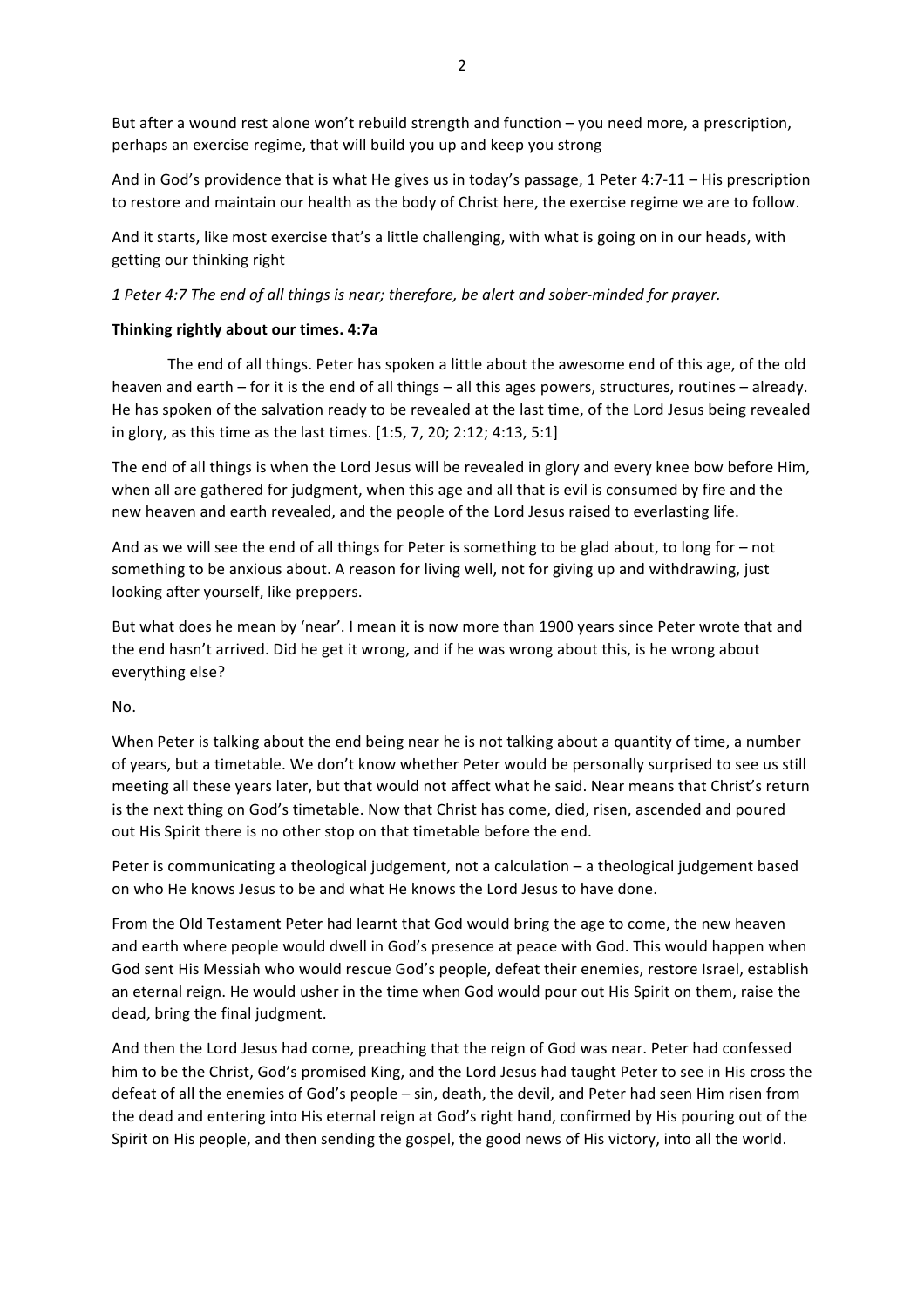But after a wound rest alone won't rebuild strength and function – you need more, a prescription, perhaps an exercise regime, that will build you up and keep you strong

And in God's providence that is what He gives us in today's passage, 1 Peter 4:7-11 – His prescription to restore and maintain our health as the body of Christ here, the exercise regime we are to follow.

And it starts, like most exercise that's a little challenging, with what is going on in our heads, with getting our thinking right

*1 Peter 4:7 The end of all things is near; therefore, be alert and sober-minded for prayer.*

**Thinking rightly about our times. 4:7a**

The end of all things. Peter has spoken a little about the awesome end of this age, of the old heaven and earth – for it is the end of all things – all this ages powers, structures, routines – already. He has spoken of the salvation ready to be revealed at the last time, of the Lord Jesus being revealed in glory, as this time as the last times. [1:5, 7, 20; 2:12; 4:13, 5:1]

The end of all things is when the Lord Jesus will be revealed in glory and every knee bow before Him, when all are gathered for judgment, when this age and all that is evil is consumed by fire and the new heaven and earth revealed, and the people of the Lord Jesus raised to everlasting life.

And as we will see the end of all things for Peter is something to be glad about, to long for – not something to be anxious about. A reason for living well, not for giving up and withdrawing, just looking after yourself, like preppers.

But what does he mean by 'near'. I mean it is now more than 1900 years since Peter wrote that and the end hasn't arrived. Did he get it wrong, and if he was wrong about this, is he wrong about everything else?

No.

When Peter is talking about the end being near he is not talking about a quantity of time, a number of years, but a timetable. We don't know whether Peter would be personally surprised to see us still meeting all these years later, but that would not affect what he said. Near means that Christ's return is the next thing on God's timetable. Now that Christ has come, died, risen, ascended and poured out His Spirit there is no other stop on that timetable before the end.

Peter is communicating a theological judgement, not a calculation – a theological judgement based on who He knows Jesus to be and what He knows the Lord Jesus to have done.

From the Old Testament Peter had learnt that God would bring the age to come, the new heaven and earth where people would dwell in God's presence at peace with God. This would happen when God sent His Messiah who would rescue God's people, defeat their enemies, restore Israel, establish an eternal reign. He would usher in the time when God would pour out His Spirit on them, raise the dead, bring the final judgment.

And then the Lord Jesus had come, preaching that the reign of God was near. Peter had confessed him to be the Christ, God's promised King, and the Lord Jesus had taught Peter to see in His cross the defeat of all the enemies of God's people – sin, death, the devil, and Peter had seen Him risen from the dead and entering into His eternal reign at God's right hand, confirmed by His pouring out of the Spirit on His people, and then sending the gospel, the good news of His victory, into all the world.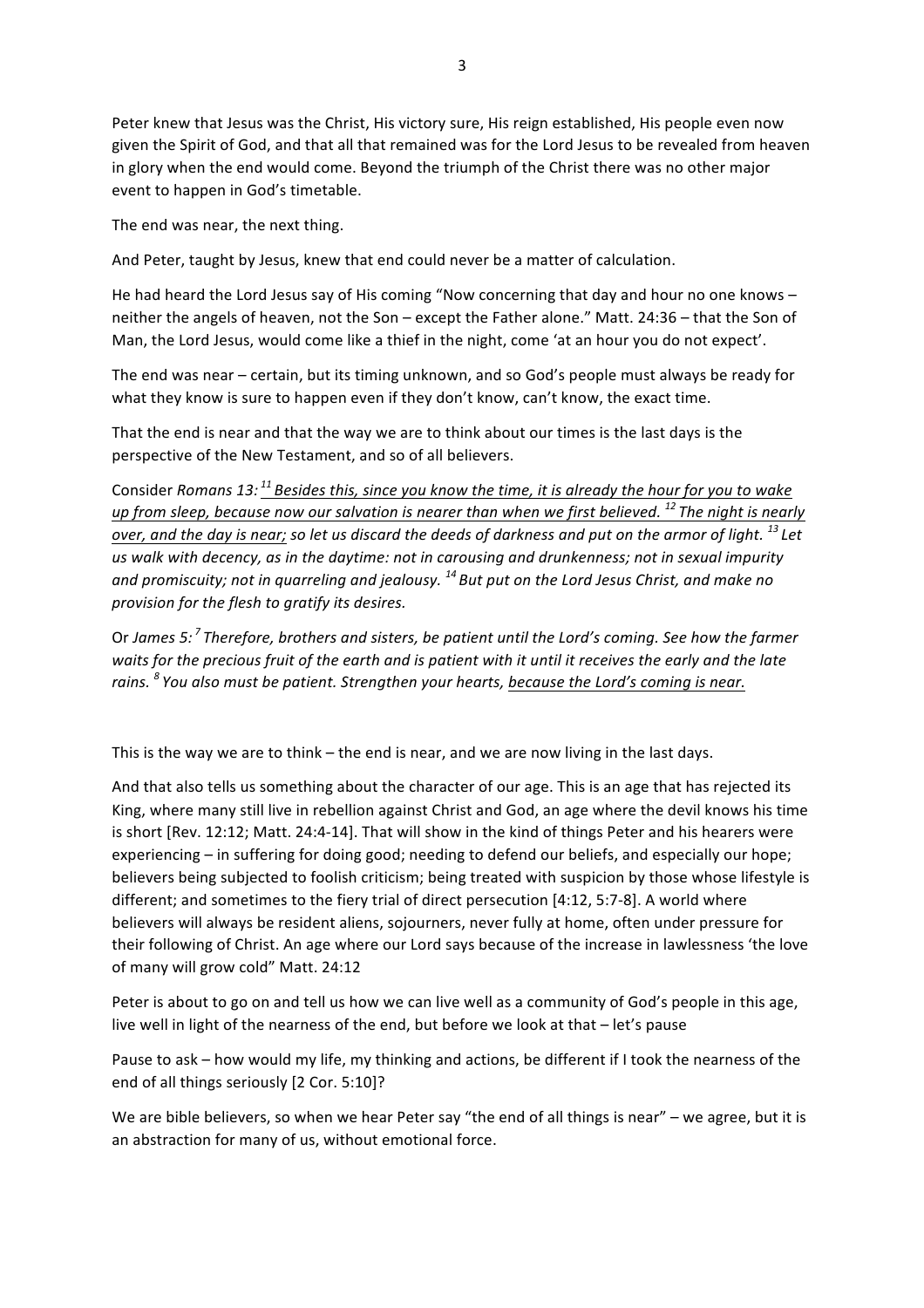Peter knew that Jesus was the Christ, His victory sure, His reign established, His people even now given the Spirit of God, and that all that remained was for the Lord Jesus to be revealed from heaven in glory when the end would come. Beyond the triumph of the Christ there was no other major event to happen in God's timetable.

The end was near, the next thing.

And Peter, taught by Jesus, knew that end could never be a matter of calculation.

He had heard the Lord Jesus say of His coming "Now concerning that day and hour no one knows – neither the angels of heaven, not the Son – except the Father alone." Matt. 24:36 – that the Son of Man, the Lord Jesus, would come like a thief in the night, come 'at an hour you do not expect'.

The end was near – certain, but its timing unknown, and so God's people must always be ready for what they know is sure to happen even if they don't know, can't know, the exact time.

That the end is near and that the way we are to think about our times is the last days is the perspective of the New Testament, and so of all believers.

Consider *Romans 13:* *[11] <u>Besides this, since you know the time, it is already the hour for you to wake up from sleep, because now our salvation is nearer than when we first believed.</u> [12] <u>The night is nearly over, and the day is near;</u> so let us discard the deeds of darkness and put on the armor of light. [13] Let us walk with decency, as in the daytime: not in carousing and drunkenness; not in sexual impurity and promiscuity; not in quarreling and jealousy. [14] But put on the Lord Jesus Christ, and make no provision for the flesh to gratify its desires.*

Or *James 5:* *[7] Therefore, brothers and sisters, be patient until the Lord's coming. See how the farmer waits for the precious fruit of the earth and is patient with it until it receives the early and the late rains. [8] You also must be patient. Strengthen your hearts, <u>because the Lord's coming is near.</u>*

This is the way we are to think – the end is near, and we are now living in the last days.

And that also tells us something about the character of our age. This is an age that has rejected its King, where many still live in rebellion against Christ and God, an age where the devil knows his time is short [Rev. 12:12; Matt. 24:4-14]. That will show in the kind of things Peter and his hearers were experiencing – in suffering for doing good; needing to defend our beliefs, and especially our hope; believers being subjected to foolish criticism; being treated with suspicion by those whose lifestyle is different; and sometimes to the fiery trial of direct persecution [4:12, 5:7-8]. A world where believers will always be resident aliens, sojourners, never fully at home, often under pressure for their following of Christ. An age where our Lord says because of the increase in lawlessness 'the love of many will grow cold" Matt. 24:12

Peter is about to go on and tell us how we can live well as a community of God's people in this age, live well in light of the nearness of the end, but before we look at that – let's pause

Pause to ask – how would my life, my thinking and actions, be different if I took the nearness of the end of all things seriously [2 Cor. 5:10]?

We are bible believers, so when we hear Peter say "the end of all things is near" – we agree, but it is an abstraction for many of us, without emotional force.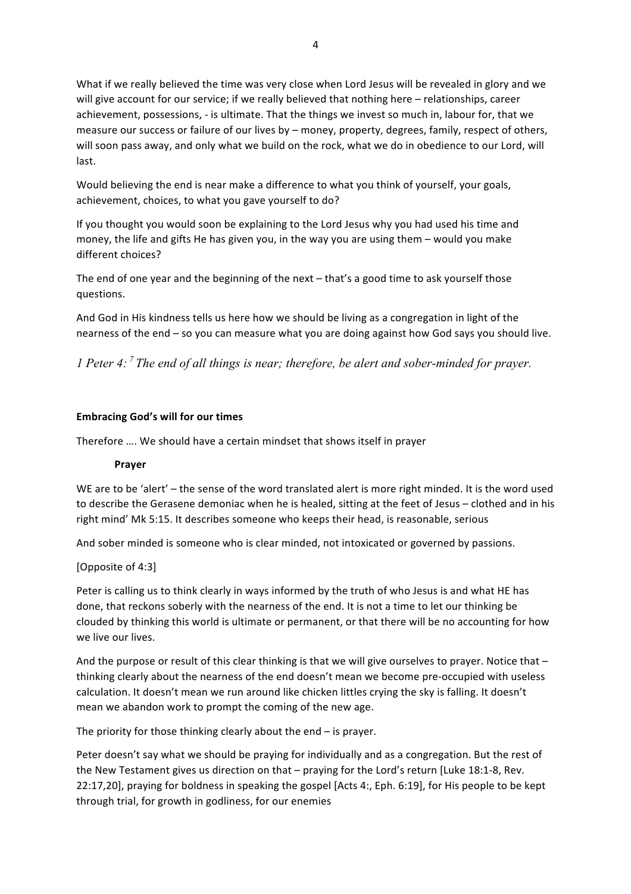What if we really believed the time was very close when Lord Jesus will be revealed in glory and we will give account for our service; if we really believed that nothing here – relationships, career achievement, possessions, - is ultimate. That the things we invest so much in, labour for, that we measure our success or failure of our lives by – money, property, degrees, family, respect of others, will soon pass away, and only what we build on the rock, what we do in obedience to our Lord, will last.

Would believing the end is near make a difference to what you think of yourself, your goals, achievement, choices, to what you gave yourself to do?

If you thought you would soon be explaining to the Lord Jesus why you had used his time and money, the life and gifts He has given you, in the way you are using them – would you make different choices?

The end of one year and the beginning of the next – that's a good time to ask yourself those questions.

And God in His kindness tells us here how we should be living as a congregation in light of the nearness of the end – so you can measure what you are doing against how God says you should live.

*1 Peter 4: [7] The end of all things is near; therefore, be alert and sober-minded for prayer.*

**Embracing God's will for our times**

Therefore …. We should have a certain mindset that shows itself in prayer

**Prayer**

WE are to be 'alert' – the sense of the word translated alert is more right minded. It is the word used to describe the Gerasene demoniac when he is healed, sitting at the feet of Jesus – clothed and in his right mind' Mk 5:15. It describes someone who keeps their head, is reasonable, serious

And sober minded is someone who is clear minded, not intoxicated or governed by passions.

[Opposite of 4:3]

Peter is calling us to think clearly in ways informed by the truth of who Jesus is and what HE has done, that reckons soberly with the nearness of the end. It is not a time to let our thinking be clouded by thinking this world is ultimate or permanent, or that there will be no accounting for how we live our lives.

And the purpose or result of this clear thinking is that we will give ourselves to prayer. Notice that – thinking clearly about the nearness of the end doesn't mean we become pre-occupied with useless calculation. It doesn't mean we run around like chicken littles crying the sky is falling. It doesn't mean we abandon work to prompt the coming of the new age.

The priority for those thinking clearly about the end – is prayer.

Peter doesn't say what we should be praying for individually and as a congregation. But the rest of the New Testament gives us direction on that – praying for the Lord's return [Luke 18:1-8, Rev. 22:17,20], praying for boldness in speaking the gospel [Acts 4:, Eph. 6:19], for His people to be kept through trial, for growth in godliness, for our enemies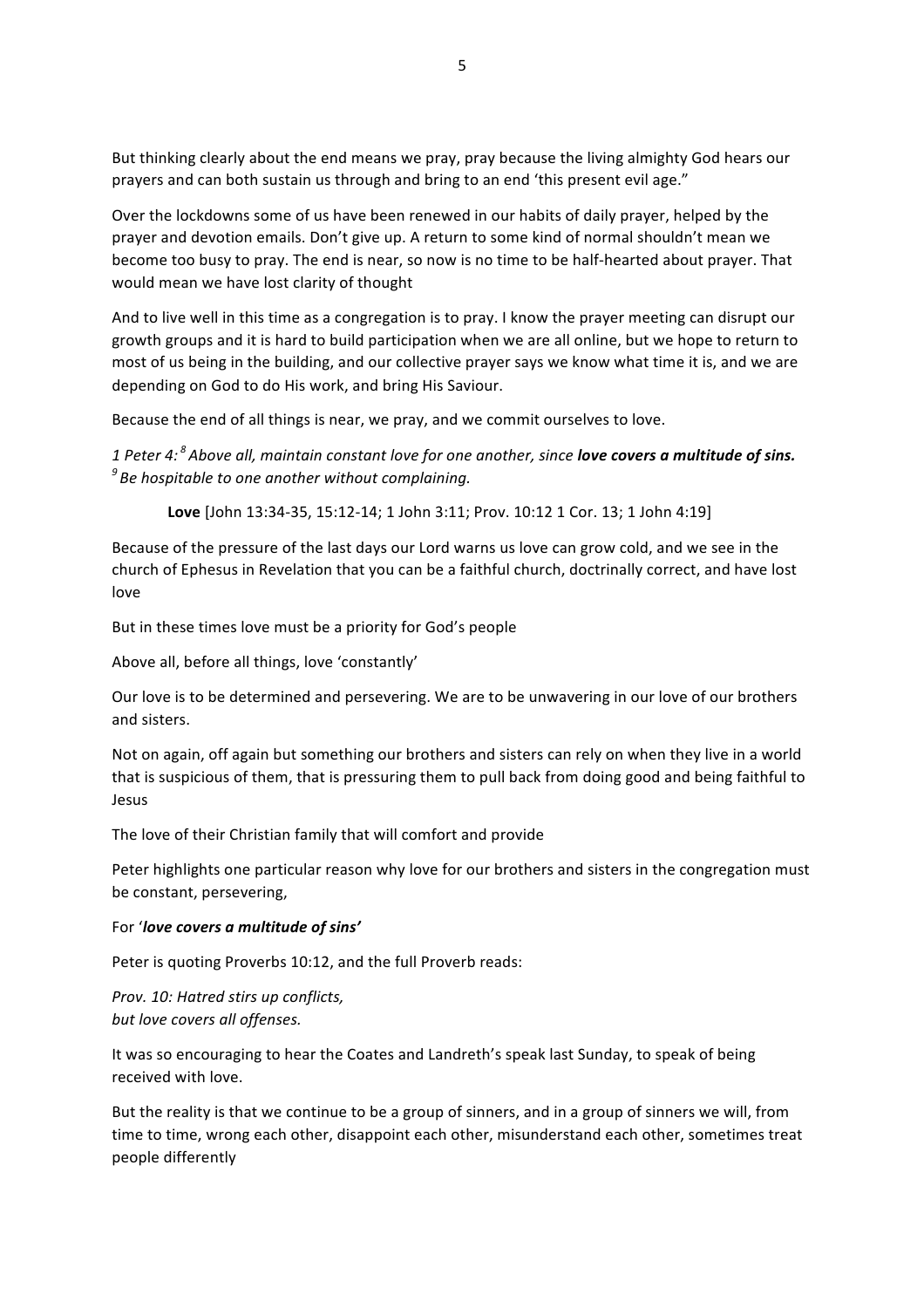But thinking clearly about the end means we pray, pray because the living almighty God hears our prayers and can both sustain us through and bring to an end 'this present evil age."

Over the lockdowns some of us have been renewed in our habits of daily prayer, helped by the prayer and devotion emails. Don't give up. A return to some kind of normal shouldn't mean we become too busy to pray. The end is near, so now is no time to be half-hearted about prayer. That would mean we have lost clarity of thought

And to live well in this time as a congregation is to pray. I know the prayer meeting can disrupt our growth groups and it is hard to build participation when we are all online, but we hope to return to most of us being in the building, and our collective prayer says we know what time it is, and we are depending on God to do His work, and bring His Saviour.

Because the end of all things is near, we pray, and we commit ourselves to love.

*1 Peter 4: [8] Above all, maintain constant love for one another, since* ***love covers a multitude of sins.*** *[9] Be hospitable to one another without complaining.*

**Love** [John 13:34-35, 15:12-14; 1 John 3:11; Prov. 10:12 1 Cor. 13; 1 John 4:19]

Because of the pressure of the last days our Lord warns us love can grow cold, and we see in the church of Ephesus in Revelation that you can be a faithful church, doctrinally correct, and have lost love

But in these times love must be a priority for God's people

Above all, before all things, love 'constantly'

Our love is to be determined and persevering. We are to be unwavering in our love of our brothers and sisters.

Not on again, off again but something our brothers and sisters can rely on when they live in a world that is suspicious of them, that is pressuring them to pull back from doing good and being faithful to Jesus

The love of their Christian family that will comfort and provide

Peter highlights one particular reason why love for our brothers and sisters in the congregation must be constant, persevering,

For '***love covers a multitude of sins'***

Peter is quoting Proverbs 10:12, and the full Proverb reads:

*Prov. 10: Hatred stirs up conflicts,*
*but love covers all offenses.*

It was so encouraging to hear the Coates and Landreth's speak last Sunday, to speak of being received with love.

But the reality is that we continue to be a group of sinners, and in a group of sinners we will, from time to time, wrong each other, disappoint each other, misunderstand each other, sometimes treat people differently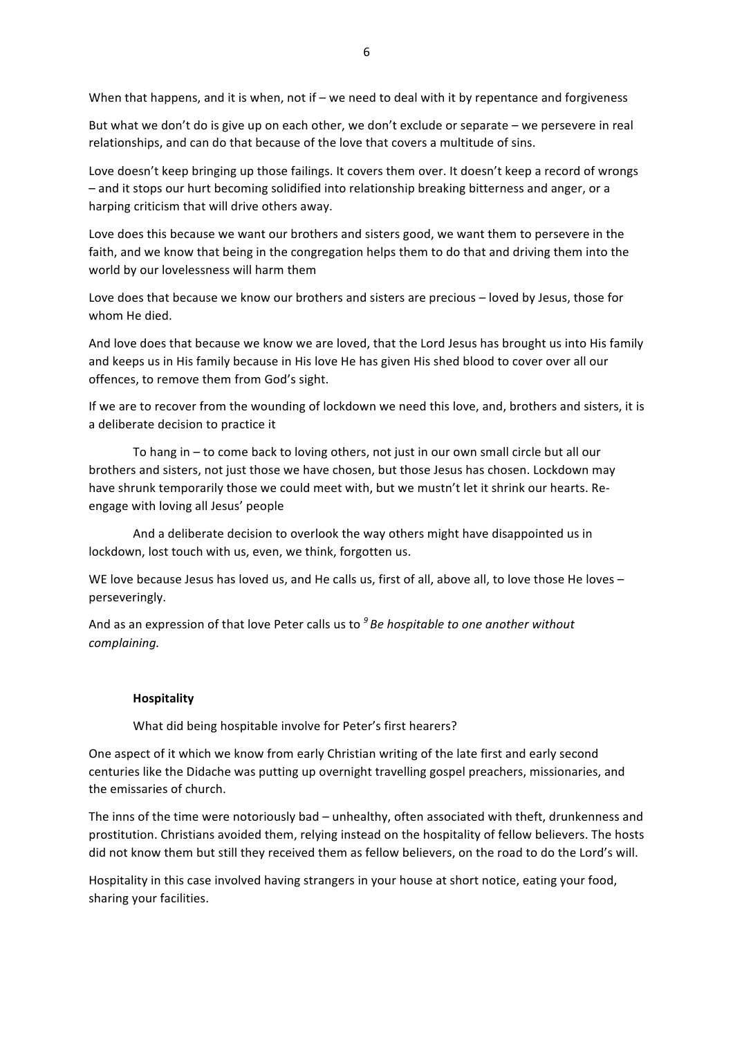When that happens, and it is when, not if – we need to deal with it by repentance and forgiveness

But what we don't do is give up on each other, we don't exclude or separate – we persevere in real relationships, and can do that because of the love that covers a multitude of sins.

Love doesn't keep bringing up those failings. It covers them over. It doesn't keep a record of wrongs – and it stops our hurt becoming solidified into relationship breaking bitterness and anger, or a harping criticism that will drive others away.

Love does this because we want our brothers and sisters good, we want them to persevere in the faith, and we know that being in the congregation helps them to do that and driving them into the world by our lovelessness will harm them

Love does that because we know our brothers and sisters are precious – loved by Jesus, those for whom He died.

And love does that because we know we are loved, that the Lord Jesus has brought us into His family and keeps us in His family because in His love He has given His shed blood to cover over all our offences, to remove them from God's sight.

If we are to recover from the wounding of lockdown we need this love, and, brothers and sisters, it is a deliberate decision to practice it

To hang in – to come back to loving others, not just in our own small circle but all our brothers and sisters, not just those we have chosen, but those Jesus has chosen. Lockdown may have shrunk temporarily those we could meet with, but we mustn't let it shrink our hearts. Re-engage with loving all Jesus' people

And a deliberate decision to overlook the way others might have disappointed us in lockdown, lost touch with us, even, we think, forgotten us.

WE love because Jesus has loved us, and He calls us, first of all, above all, to love those He loves – perseveringly.

And as an expression of that love Peter calls us to [9] *Be hospitable to one another without complaining.*

**Hospitality**

What did being hospitable involve for Peter's first hearers?

One aspect of it which we know from early Christian writing of the late first and early second centuries like the Didache was putting up overnight travelling gospel preachers, missionaries, and the emissaries of church.

The inns of the time were notoriously bad – unhealthy, often associated with theft, drunkenness and prostitution. Christians avoided them, relying instead on the hospitality of fellow believers. The hosts did not know them but still they received them as fellow believers, on the road to do the Lord's will.

Hospitality in this case involved having strangers in your house at short notice, eating your food, sharing your facilities.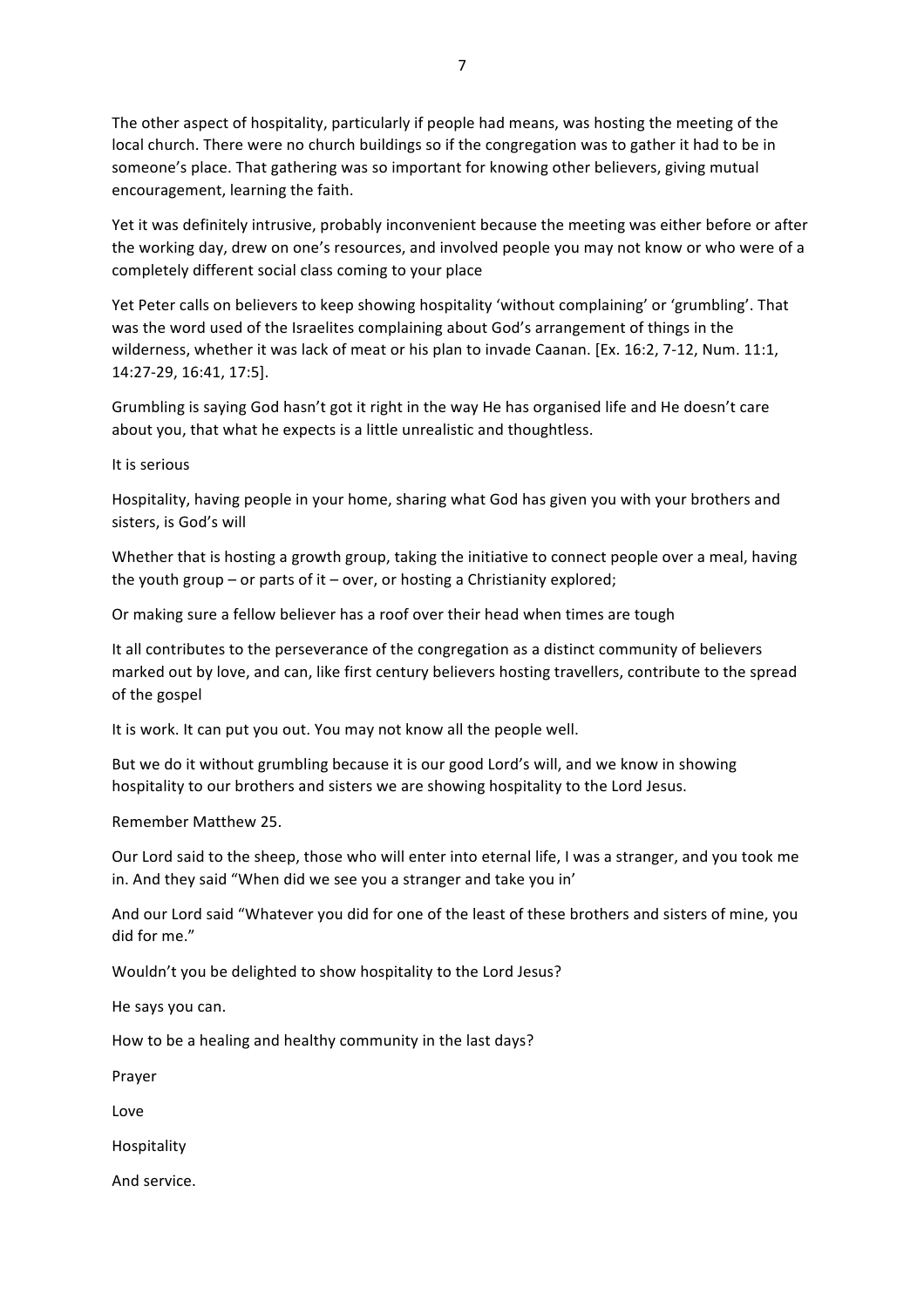The other aspect of hospitality, particularly if people had means, was hosting the meeting of the local church. There were no church buildings so if the congregation was to gather it had to be in someone's place. That gathering was so important for knowing other believers, giving mutual encouragement, learning the faith.

Yet it was definitely intrusive, probably inconvenient because the meeting was either before or after the working day, drew on one's resources, and involved people you may not know or who were of a completely different social class coming to your place

Yet Peter calls on believers to keep showing hospitality 'without complaining' or 'grumbling'. That was the word used of the Israelites complaining about God's arrangement of things in the wilderness, whether it was lack of meat or his plan to invade Caanan. [Ex. 16:2, 7-12, Num. 11:1, 14:27-29, 16:41, 17:5].

Grumbling is saying God hasn't got it right in the way He has organised life and He doesn't care about you, that what he expects is a little unrealistic and thoughtless.

It is serious

Hospitality, having people in your home, sharing what God has given you with your brothers and sisters, is God's will

Whether that is hosting a growth group, taking the initiative to connect people over a meal, having the youth group – or parts of it – over, or hosting a Christianity explored;

Or making sure a fellow believer has a roof over their head when times are tough

It all contributes to the perseverance of the congregation as a distinct community of believers marked out by love, and can, like first century believers hosting travellers, contribute to the spread of the gospel

It is work. It can put you out. You may not know all the people well.

But we do it without grumbling because it is our good Lord's will, and we know in showing hospitality to our brothers and sisters we are showing hospitality to the Lord Jesus.

Remember Matthew 25.

Our Lord said to the sheep, those who will enter into eternal life, I was a stranger, and you took me in. And they said "When did we see you a stranger and take you in'

And our Lord said "Whatever you did for one of the least of these brothers and sisters of mine, you did for me."

Wouldn't you be delighted to show hospitality to the Lord Jesus?

He says you can.

How to be a healing and healthy community in the last days?

Prayer

Love

Hospitality

And service.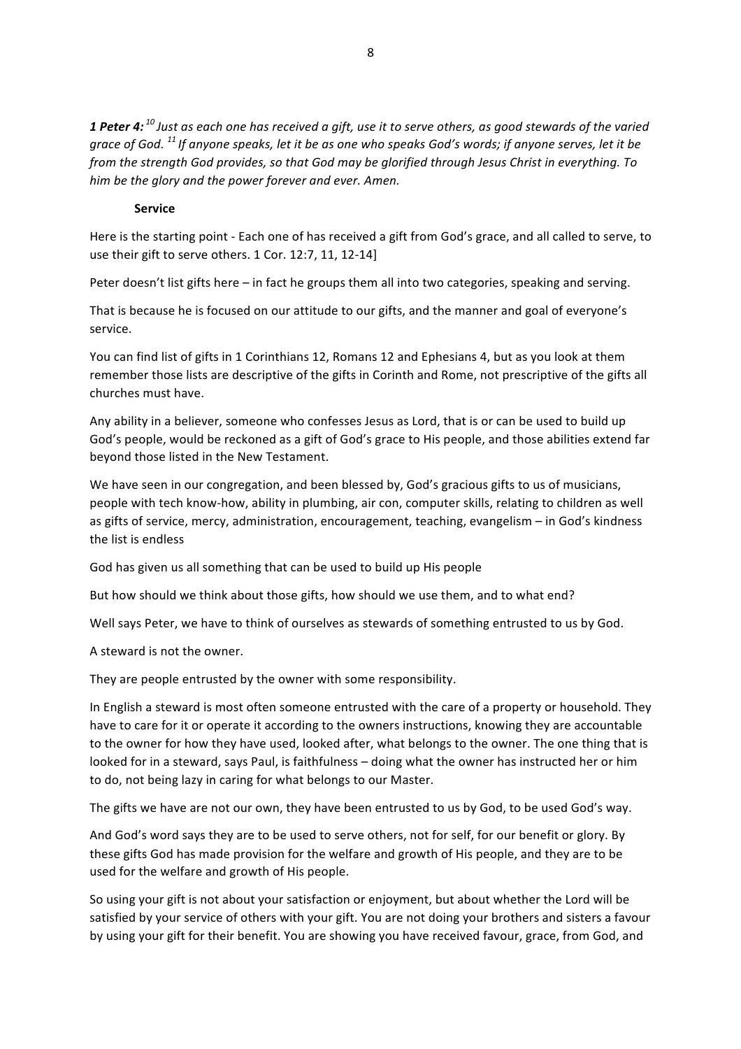***1 Peter 4:*** *[10] Just as each one has received a gift, use it to serve others, as good stewards of the varied grace of God. [11] If anyone speaks, let it be as one who speaks God's words; if anyone serves, let it be from the strength God provides, so that God may be glorified through Jesus Christ in everything. To him be the glory and the power forever and ever. Amen.*

**Service**

Here is the starting point - Each one of has received a gift from God's grace, and all called to serve, to use their gift to serve others. 1 Cor. 12:7, 11, 12-14]

Peter doesn't list gifts here – in fact he groups them all into two categories, speaking and serving.

That is because he is focused on our attitude to our gifts, and the manner and goal of everyone's service.

You can find list of gifts in 1 Corinthians 12, Romans 12 and Ephesians 4, but as you look at them remember those lists are descriptive of the gifts in Corinth and Rome, not prescriptive of the gifts all churches must have.

Any ability in a believer, someone who confesses Jesus as Lord, that is or can be used to build up God's people, would be reckoned as a gift of God's grace to His people, and those abilities extend far beyond those listed in the New Testament.

We have seen in our congregation, and been blessed by, God's gracious gifts to us of musicians, people with tech know-how, ability in plumbing, air con, computer skills, relating to children as well as gifts of service, mercy, administration, encouragement, teaching, evangelism – in God's kindness the list is endless

God has given us all something that can be used to build up His people

But how should we think about those gifts, how should we use them, and to what end?

Well says Peter, we have to think of ourselves as stewards of something entrusted to us by God.

A steward is not the owner.

They are people entrusted by the owner with some responsibility.

In English a steward is most often someone entrusted with the care of a property or household. They have to care for it or operate it according to the owners instructions, knowing they are accountable to the owner for how they have used, looked after, what belongs to the owner. The one thing that is looked for in a steward, says Paul, is faithfulness – doing what the owner has instructed her or him to do, not being lazy in caring for what belongs to our Master.

The gifts we have are not our own, they have been entrusted to us by God, to be used God's way.

And God's word says they are to be used to serve others, not for self, for our benefit or glory. By these gifts God has made provision for the welfare and growth of His people, and they are to be used for the welfare and growth of His people.

So using your gift is not about your satisfaction or enjoyment, but about whether the Lord will be satisfied by your service of others with your gift. You are not doing your brothers and sisters a favour by using your gift for their benefit. You are showing you have received favour, grace, from God, and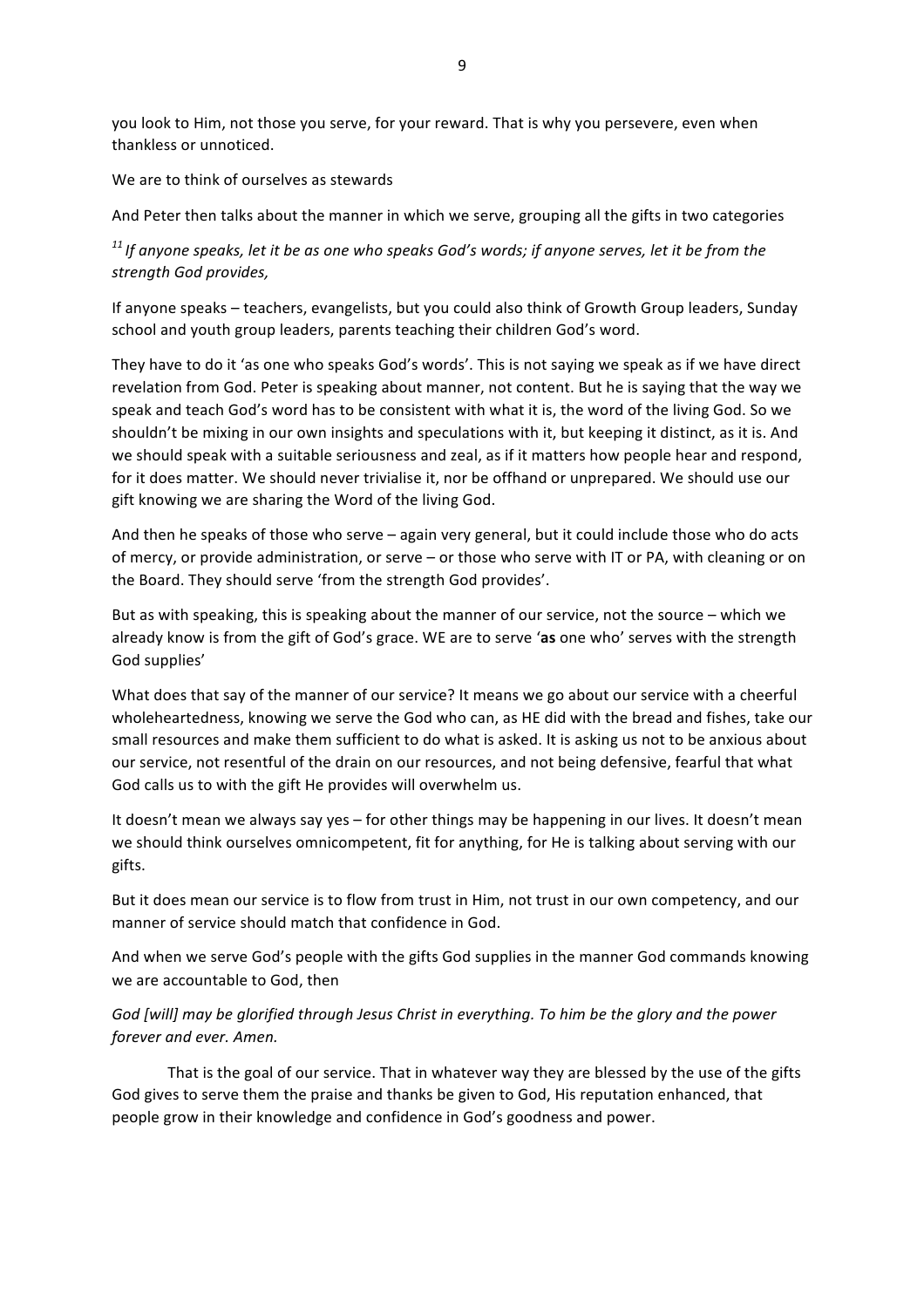you look to Him, not those you serve, for your reward. That is why you persevere, even when thankless or unnoticed.

We are to think of ourselves as stewards

And Peter then talks about the manner in which we serve, grouping all the gifts in two categories

*[11] If anyone speaks, let it be as one who speaks God's words; if anyone serves, let it be from the strength God provides,*

If anyone speaks – teachers, evangelists, but you could also think of Growth Group leaders, Sunday school and youth group leaders, parents teaching their children God's word.

They have to do it 'as one who speaks God's words'. This is not saying we speak as if we have direct revelation from God. Peter is speaking about manner, not content. But he is saying that the way we speak and teach God's word has to be consistent with what it is, the word of the living God. So we shouldn't be mixing in our own insights and speculations with it, but keeping it distinct, as it is. And we should speak with a suitable seriousness and zeal, as if it matters how people hear and respond, for it does matter. We should never trivialise it, nor be offhand or unprepared. We should use our gift knowing we are sharing the Word of the living God.

And then he speaks of those who serve – again very general, but it could include those who do acts of mercy, or provide administration, or serve – or those who serve with IT or PA, with cleaning or on the Board. They should serve 'from the strength God provides'.

But as with speaking, this is speaking about the manner of our service, not the source – which we already know is from the gift of God's grace. WE are to serve '**as** one who' serves with the strength God supplies'

What does that say of the manner of our service? It means we go about our service with a cheerful wholeheartedness, knowing we serve the God who can, as HE did with the bread and fishes, take our small resources and make them sufficient to do what is asked. It is asking us not to be anxious about our service, not resentful of the drain on our resources, and not being defensive, fearful that what God calls us to with the gift He provides will overwhelm us.

It doesn't mean we always say yes – for other things may be happening in our lives. It doesn't mean we should think ourselves omnicompetent, fit for anything, for He is talking about serving with our gifts.

But it does mean our service is to flow from trust in Him, not trust in our own competency, and our manner of service should match that confidence in God.

And when we serve God's people with the gifts God supplies in the manner God commands knowing we are accountable to God, then

*God [will] may be glorified through Jesus Christ in everything. To him be the glory and the power forever and ever. Amen.*

That is the goal of our service. That in whatever way they are blessed by the use of the gifts God gives to serve them the praise and thanks be given to God, His reputation enhanced, that people grow in their knowledge and confidence in God's goodness and power.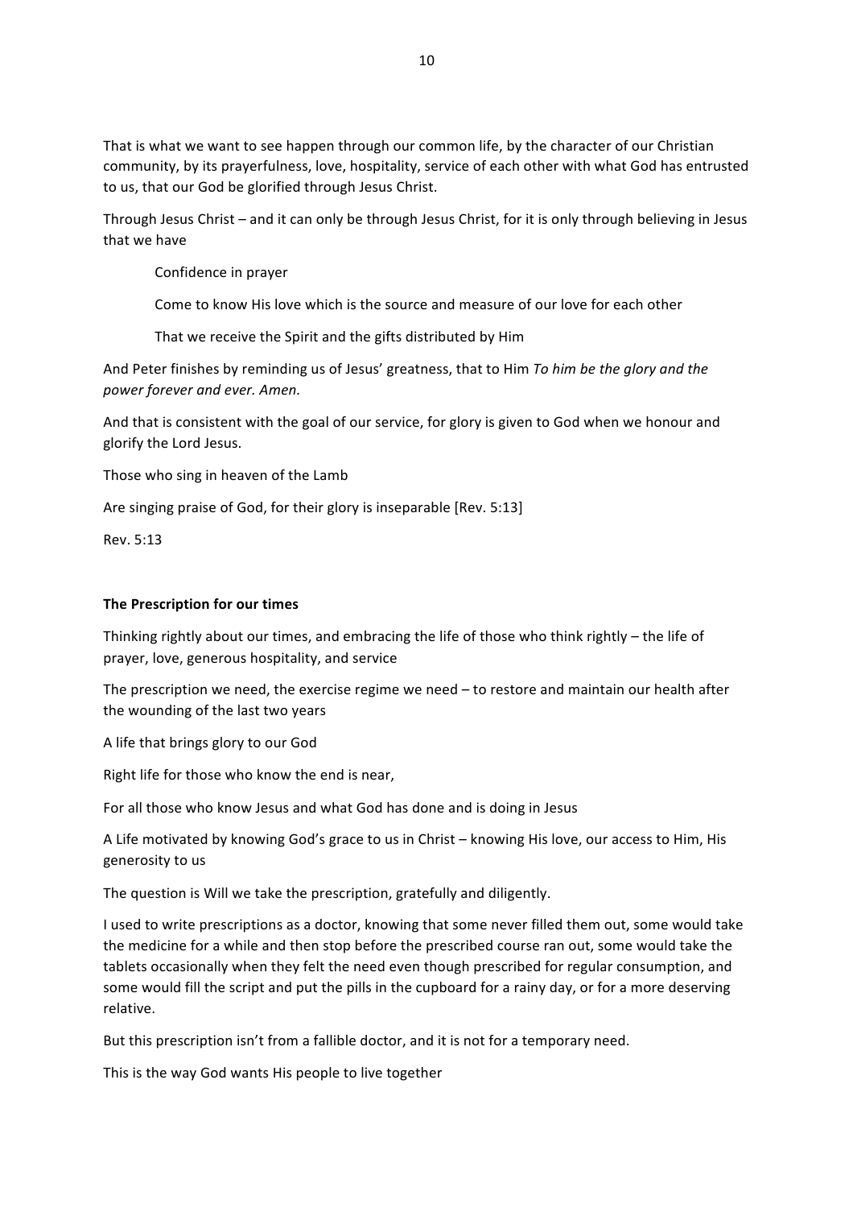That is what we want to see happen through our common life, by the character of our Christian community, by its prayerfulness, love, hospitality, service of each other with what God has entrusted to us, that our God be glorified through Jesus Christ.

Through Jesus Christ – and it can only be through Jesus Christ, for it is only through believing in Jesus that we have

> Confidence in prayer
>
> Come to know His love which is the source and measure of our love for each other
>
> That we receive the Spirit and the gifts distributed by Him

And Peter finishes by reminding us of Jesus' greatness, that to Him *To him be the glory and the power forever and ever. Amen.*

And that is consistent with the goal of our service, for glory is given to God when we honour and glorify the Lord Jesus.

Those who sing in heaven of the Lamb

Are singing praise of God, for their glory is inseparable [Rev. 5:13]

Rev. 5:13

**The Prescription for our times**

Thinking rightly about our times, and embracing the life of those who think rightly – the life of prayer, love, generous hospitality, and service

The prescription we need, the exercise regime we need – to restore and maintain our health after the wounding of the last two years

A life that brings glory to our God

Right life for those who know the end is near,

For all those who know Jesus and what God has done and is doing in Jesus

A Life motivated by knowing God's grace to us in Christ – knowing His love, our access to Him, His generosity to us

The question is Will we take the prescription, gratefully and diligently.

I used to write prescriptions as a doctor, knowing that some never filled them out, some would take the medicine for a while and then stop before the prescribed course ran out, some would take the tablets occasionally when they felt the need even though prescribed for regular consumption, and some would fill the script and put the pills in the cupboard for a rainy day, or for a more deserving relative.

But this prescription isn't from a fallible doctor, and it is not for a temporary need.

This is the way God wants His people to live together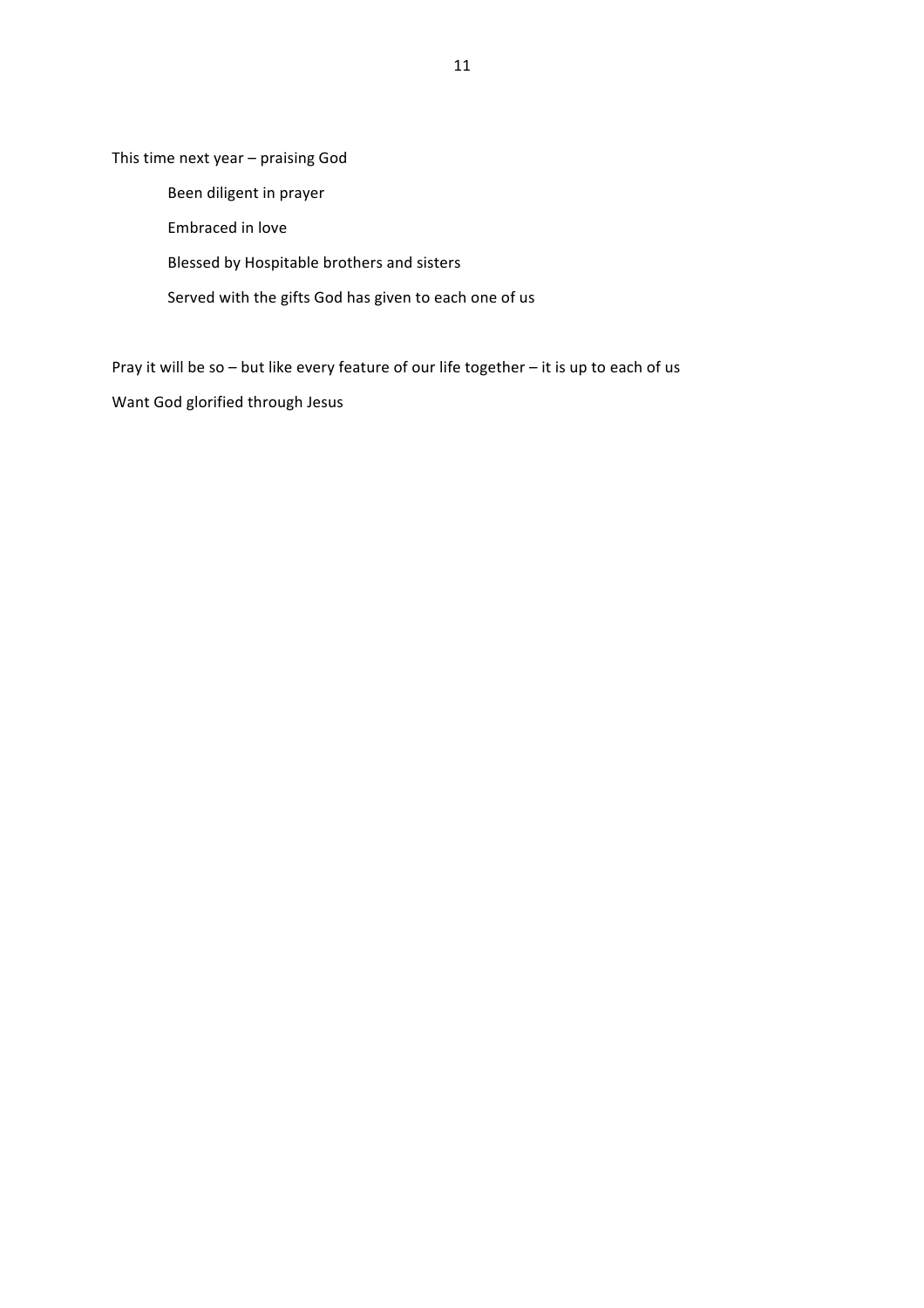This time next year – praising God

Been diligent in prayer

Embraced in love

Blessed by Hospitable brothers and sisters

Served with the gifts God has given to each one of us

Pray it will be so – but like every feature of our life together – it is up to each of us

Want God glorified through Jesus